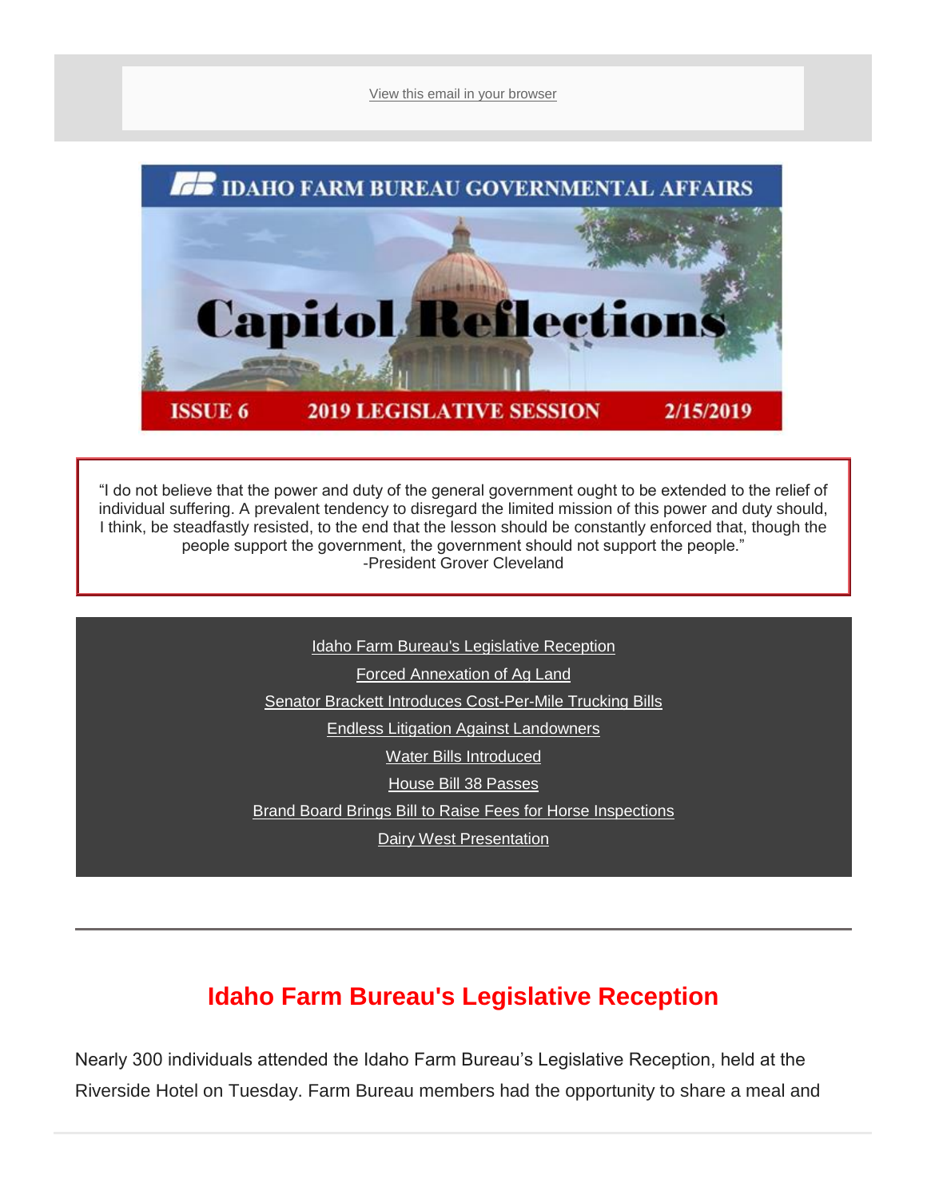View this email in your browser

IDAHO FARM BUREAU GOVERNMENTAL AFFAIRS

# Capitol Reflections

ISSUE 6 2019 LEGISLATIVE SESSION 2/15/2019

"I do not believe that the power and duty of the general government ought to be extended to the relief of individual suffering. A prevalent tendency to disregard the limited mission of this power and duty should, I think, be steadfastly resisted, to the end that the lesson should be constantly enforced that, though the people support the government, the government should not support the people."
-President Grover Cleveland

- Idaho Farm Bureau's Legislative Reception
- Forced Annexation of Ag Land
- Senator Brackett Introduces Cost-Per-Mile Trucking Bills
- Endless Litigation Against Landowners
- Water Bills Introduced
- House Bill 38 Passes
- Brand Board Brings Bill to Raise Fees for Horse Inspections
- Dairy West Presentation

---

## Idaho Farm Bureau's Legislative Reception

Nearly 300 individuals attended the Idaho Farm Bureau's Legislative Reception, held at the Riverside Hotel on Tuesday. Farm Bureau members had the opportunity to share a meal and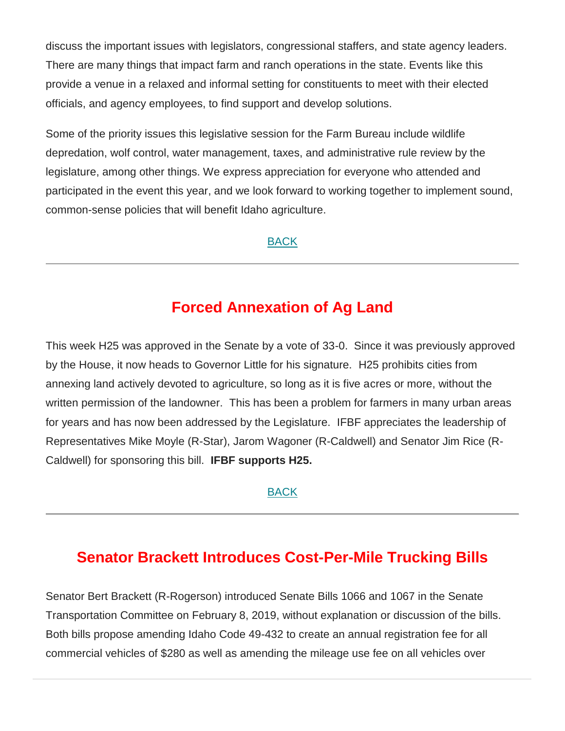discuss the important issues with legislators, congressional staffers, and state agency leaders. There are many things that impact farm and ranch operations in the state. Events like this provide a venue in a relaxed and informal setting for constituents to meet with their elected officials, and agency employees, to find support and develop solutions.

Some of the priority issues this legislative session for the Farm Bureau include wildlife depredation, wolf control, water management, taxes, and administrative rule review by the legislature, among other things. We express appreciation for everyone who attended and participated in the event this year, and we look forward to working together to implement sound, common-sense policies that will benefit Idaho agriculture.

BACK

---

## Forced Annexation of Ag Land

This week H25 was approved in the Senate by a vote of 33-0. Since it was previously approved by the House, it now heads to Governor Little for his signature. H25 prohibits cities from annexing land actively devoted to agriculture, so long as it is five acres or more, without the written permission of the landowner. This has been a problem for farmers in many urban areas for years and has now been addressed by the Legislature. IFBF appreciates the leadership of Representatives Mike Moyle (R-Star), Jarom Wagoner (R-Caldwell) and Senator Jim Rice (R-Caldwell) for sponsoring this bill. **IFBF supports H25.**

BACK

---

## Senator Brackett Introduces Cost-Per-Mile Trucking Bills

Senator Bert Brackett (R-Rogerson) introduced Senate Bills 1066 and 1067 in the Senate Transportation Committee on February 8, 2019, without explanation or discussion of the bills. Both bills propose amending Idaho Code 49-432 to create an annual registration fee for all commercial vehicles of $280 as well as amending the mileage use fee on all vehicles over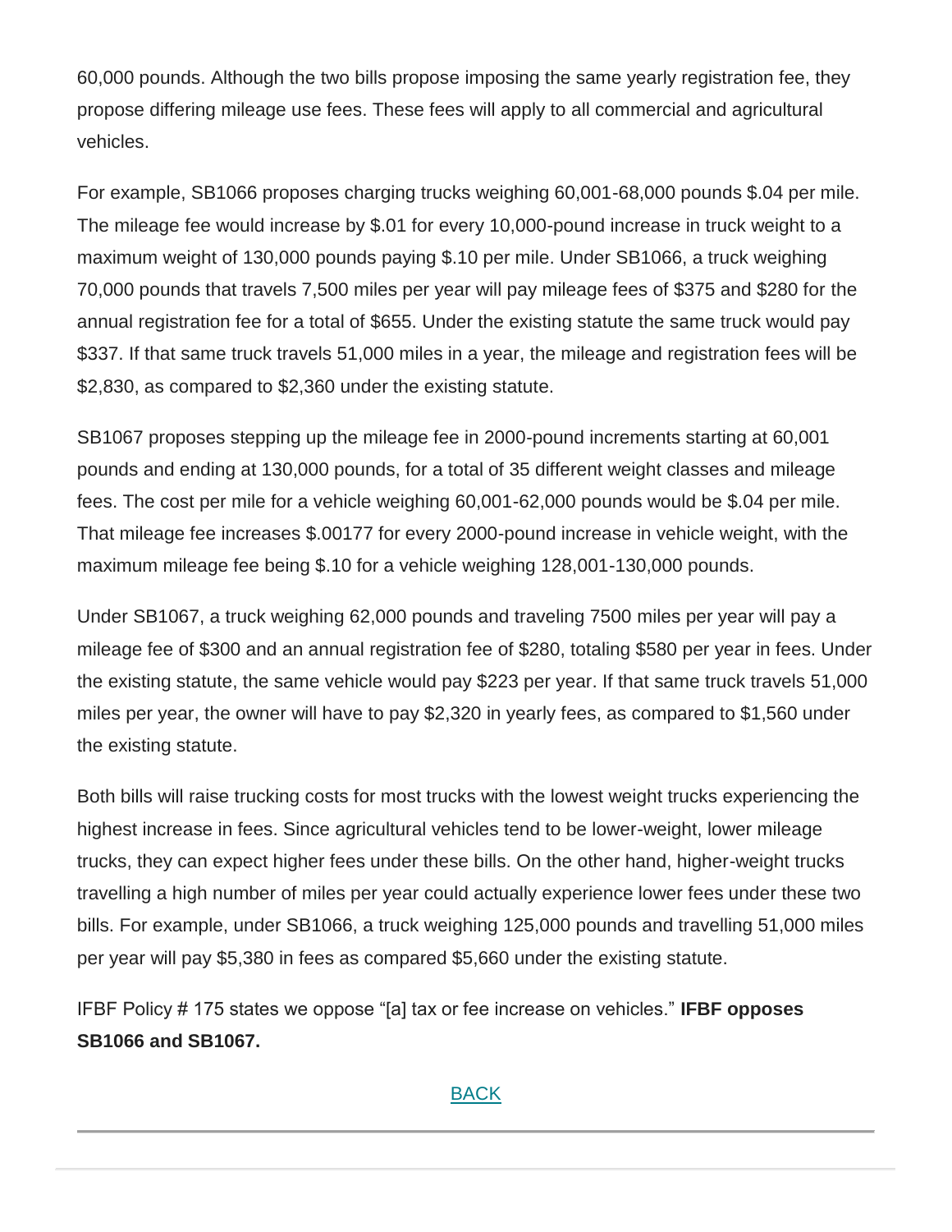60,000 pounds. Although the two bills propose imposing the same yearly registration fee, they propose differing mileage use fees. These fees will apply to all commercial and agricultural vehicles.

For example, SB1066 proposes charging trucks weighing 60,001-68,000 pounds $.04 per mile. The mileage fee would increase by $.01 for every 10,000-pound increase in truck weight to a maximum weight of 130,000 pounds paying $.10 per mile. Under SB1066, a truck weighing 70,000 pounds that travels 7,500 miles per year will pay mileage fees of $375 and $280 for the annual registration fee for a total of $655. Under the existing statute the same truck would pay $337. If that same truck travels 51,000 miles in a year, the mileage and registration fees will be $2,830, as compared to $2,360 under the existing statute.

SB1067 proposes stepping up the mileage fee in 2000-pound increments starting at 60,001 pounds and ending at 130,000 pounds, for a total of 35 different weight classes and mileage fees. The cost per mile for a vehicle weighing 60,001-62,000 pounds would be $.04 per mile. That mileage fee increases $.00177 for every 2000-pound increase in vehicle weight, with the maximum mileage fee being $.10 for a vehicle weighing 128,001-130,000 pounds.

Under SB1067, a truck weighing 62,000 pounds and traveling 7500 miles per year will pay a mileage fee of $300 and an annual registration fee of $280, totaling $580 per year in fees. Under the existing statute, the same vehicle would pay $223 per year. If that same truck travels 51,000 miles per year, the owner will have to pay $2,320 in yearly fees, as compared to $1,560 under the existing statute.

Both bills will raise trucking costs for most trucks with the lowest weight trucks experiencing the highest increase in fees. Since agricultural vehicles tend to be lower-weight, lower mileage trucks, they can expect higher fees under these bills. On the other hand, higher-weight trucks travelling a high number of miles per year could actually experience lower fees under these two bills. For example, under SB1066, a truck weighing 125,000 pounds and travelling 51,000 miles per year will pay $5,380 in fees as compared $5,660 under the existing statute.

IFBF Policy # 175 states we oppose "[a] tax or fee increase on vehicles." **IFBF opposes SB1066 and SB1067.**

BACK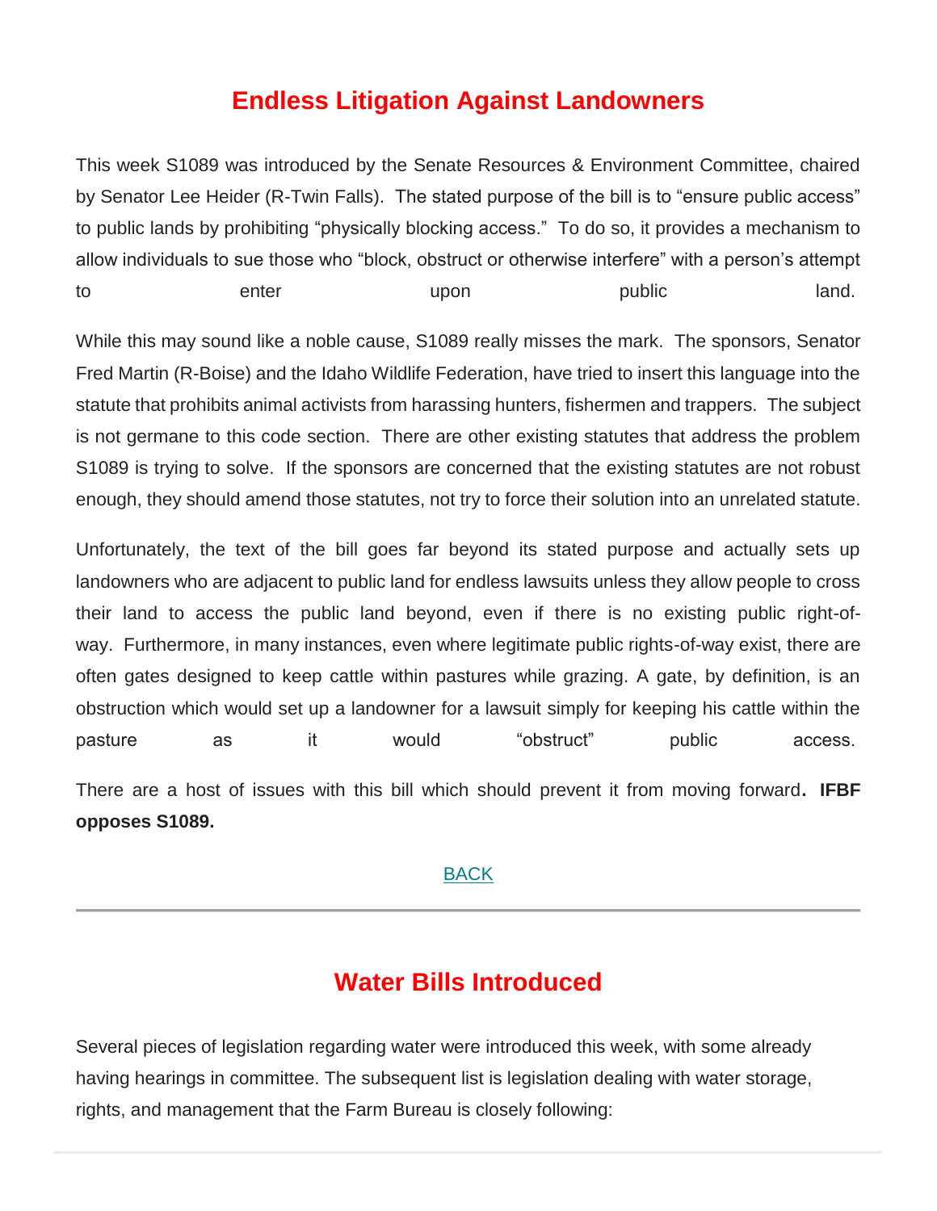## Endless Litigation Against Landowners

This week S1089 was introduced by the Senate Resources & Environment Committee, chaired by Senator Lee Heider (R-Twin Falls). The stated purpose of the bill is to "ensure public access" to public lands by prohibiting "physically blocking access." To do so, it provides a mechanism to allow individuals to sue those who "block, obstruct or otherwise interfere" with a person's attempt to enter upon public land.

While this may sound like a noble cause, S1089 really misses the mark. The sponsors, Senator Fred Martin (R-Boise) and the Idaho Wildlife Federation, have tried to insert this language into the statute that prohibits animal activists from harassing hunters, fishermen and trappers. The subject is not germane to this code section. There are other existing statutes that address the problem S1089 is trying to solve. If the sponsors are concerned that the existing statutes are not robust enough, they should amend those statutes, not try to force their solution into an unrelated statute.

Unfortunately, the text of the bill goes far beyond its stated purpose and actually sets up landowners who are adjacent to public land for endless lawsuits unless they allow people to cross their land to access the public land beyond, even if there is no existing public right-of-way. Furthermore, in many instances, even where legitimate public rights-of-way exist, there are often gates designed to keep cattle within pastures while grazing. A gate, by definition, is an obstruction which would set up a landowner for a lawsuit simply for keeping his cattle within the pasture as it would "obstruct" public access.

There are a host of issues with this bill which should prevent it from moving forward**. IFBF opposes S1089.**

BACK

---

## Water Bills Introduced

Several pieces of legislation regarding water were introduced this week, with some already having hearings in committee. The subsequent list is legislation dealing with water storage, rights, and management that the Farm Bureau is closely following: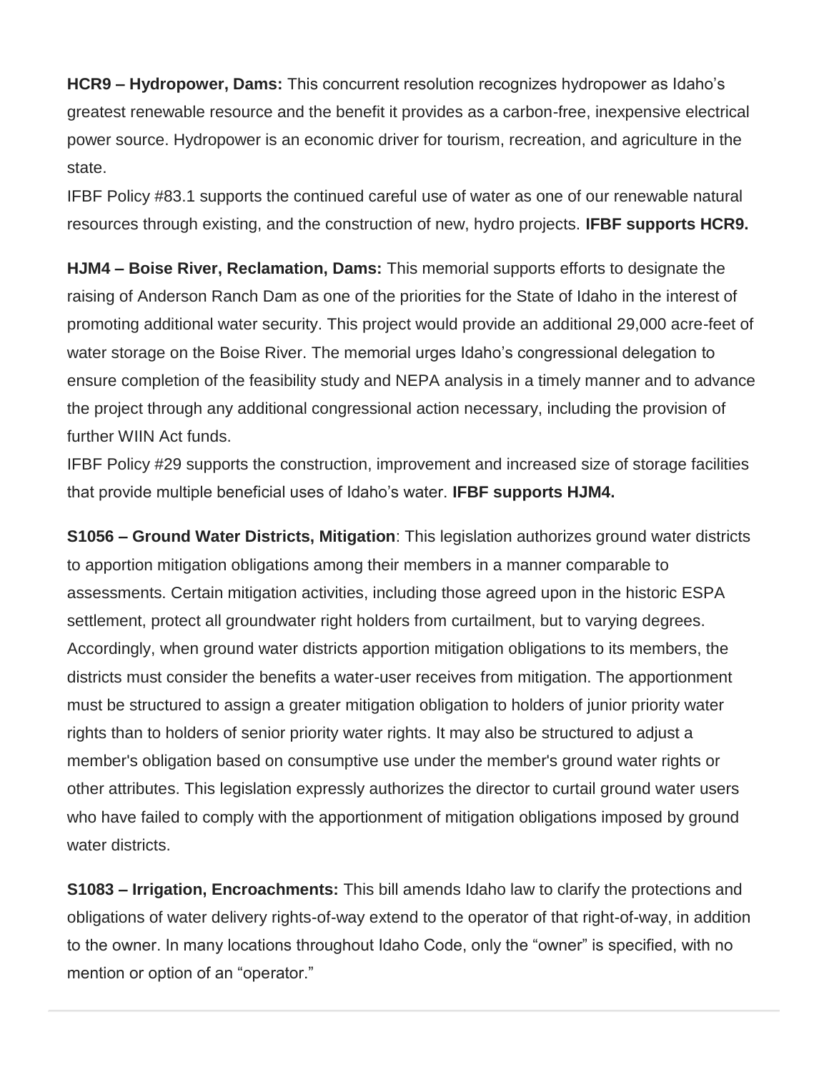**HCR9 – Hydropower, Dams:** This concurrent resolution recognizes hydropower as Idaho's greatest renewable resource and the benefit it provides as a carbon-free, inexpensive electrical power source. Hydropower is an economic driver for tourism, recreation, and agriculture in the state.
IFBF Policy #83.1 supports the continued careful use of water as one of our renewable natural resources through existing, and the construction of new, hydro projects. **IFBF supports HCR9.**

**HJM4 – Boise River, Reclamation, Dams:** This memorial supports efforts to designate the raising of Anderson Ranch Dam as one of the priorities for the State of Idaho in the interest of promoting additional water security. This project would provide an additional 29,000 acre-feet of water storage on the Boise River. The memorial urges Idaho's congressional delegation to ensure completion of the feasibility study and NEPA analysis in a timely manner and to advance the project through any additional congressional action necessary, including the provision of further WIIN Act funds.
IFBF Policy #29 supports the construction, improvement and increased size of storage facilities that provide multiple beneficial uses of Idaho's water. **IFBF supports HJM4.**

**S1056 – Ground Water Districts, Mitigation**: This legislation authorizes ground water districts to apportion mitigation obligations among their members in a manner comparable to assessments. Certain mitigation activities, including those agreed upon in the historic ESPA settlement, protect all groundwater right holders from curtailment, but to varying degrees. Accordingly, when ground water districts apportion mitigation obligations to its members, the districts must consider the benefits a water-user receives from mitigation. The apportionment must be structured to assign a greater mitigation obligation to holders of junior priority water rights than to holders of senior priority water rights. It may also be structured to adjust a member's obligation based on consumptive use under the member's ground water rights or other attributes. This legislation expressly authorizes the director to curtail ground water users who have failed to comply with the apportionment of mitigation obligations imposed by ground water districts.

**S1083 – Irrigation, Encroachments:** This bill amends Idaho law to clarify the protections and obligations of water delivery rights-of-way extend to the operator of that right-of-way, in addition to the owner. In many locations throughout Idaho Code, only the "owner" is specified, with no mention or option of an "operator."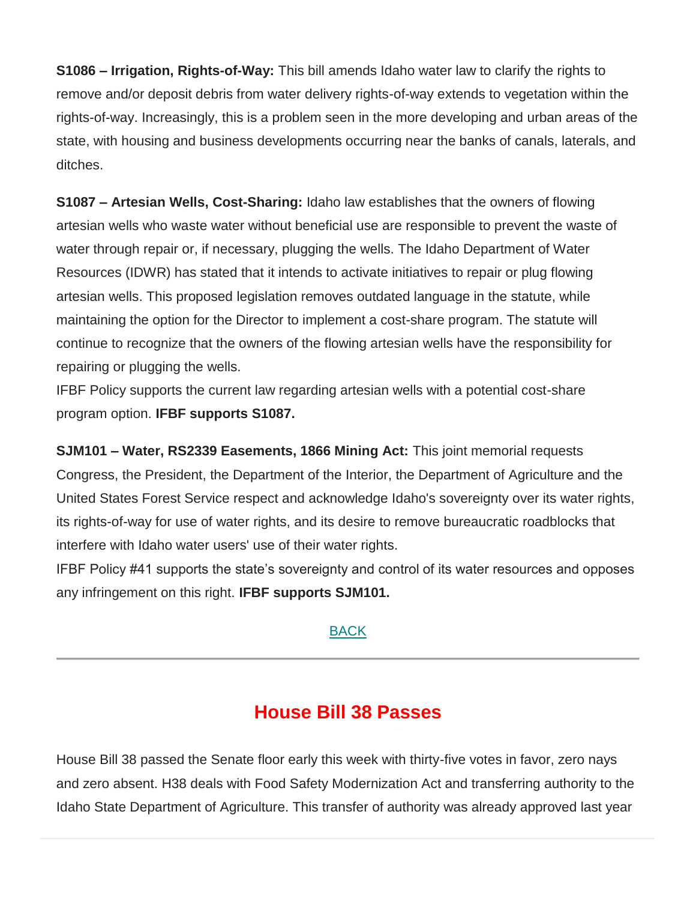**S1086 – Irrigation, Rights-of-Way:** This bill amends Idaho water law to clarify the rights to remove and/or deposit debris from water delivery rights-of-way extends to vegetation within the rights-of-way. Increasingly, this is a problem seen in the more developing and urban areas of the state, with housing and business developments occurring near the banks of canals, laterals, and ditches.

**S1087 – Artesian Wells, Cost-Sharing:** Idaho law establishes that the owners of flowing artesian wells who waste water without beneficial use are responsible to prevent the waste of water through repair or, if necessary, plugging the wells. The Idaho Department of Water Resources (IDWR) has stated that it intends to activate initiatives to repair or plug flowing artesian wells. This proposed legislation removes outdated language in the statute, while maintaining the option for the Director to implement a cost-share program. The statute will continue to recognize that the owners of the flowing artesian wells have the responsibility for repairing or plugging the wells.
IFBF Policy supports the current law regarding artesian wells with a potential cost-share program option. **IFBF supports S1087.**

**SJM101 – Water, RS2339 Easements, 1866 Mining Act:** This joint memorial requests Congress, the President, the Department of the Interior, the Department of Agriculture and the United States Forest Service respect and acknowledge Idaho's sovereignty over its water rights, its rights-of-way for use of water rights, and its desire to remove bureaucratic roadblocks that interfere with Idaho water users' use of their water rights.
IFBF Policy #41 supports the state's sovereignty and control of its water resources and opposes any infringement on this right. **IFBF supports SJM101.**

BACK

---

## House Bill 38 Passes

House Bill 38 passed the Senate floor early this week with thirty-five votes in favor, zero nays and zero absent. H38 deals with Food Safety Modernization Act and transferring authority to the Idaho State Department of Agriculture. This transfer of authority was already approved last year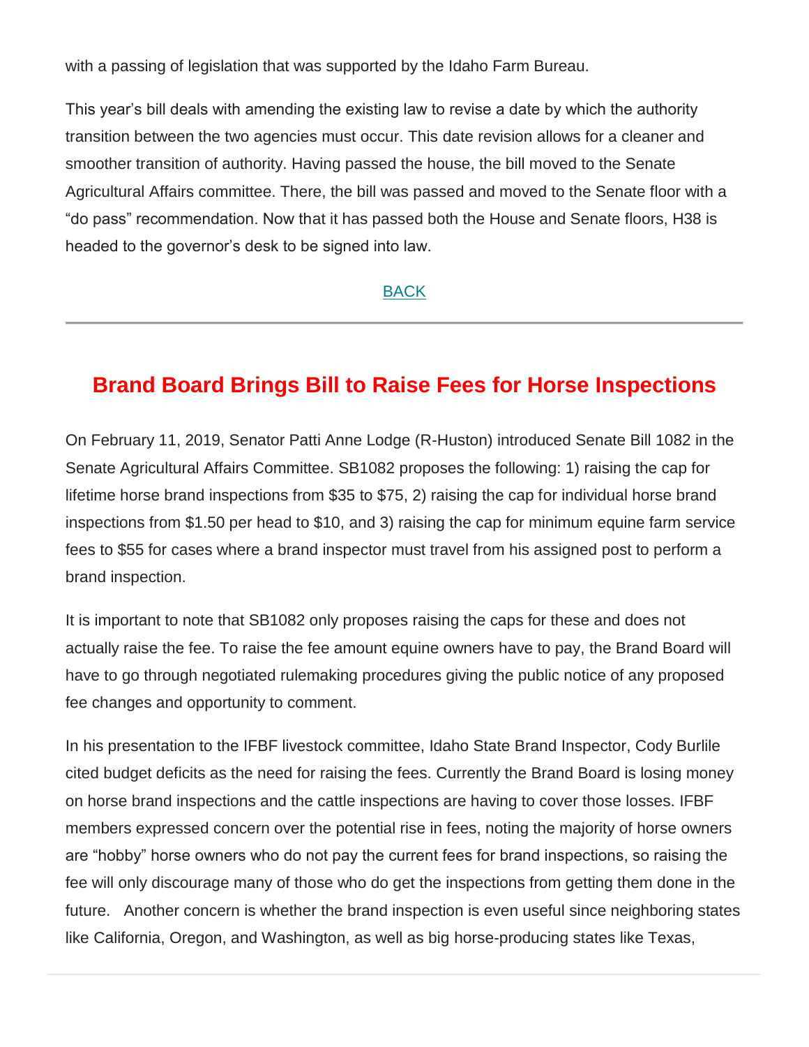with a passing of legislation that was supported by the Idaho Farm Bureau.

This year's bill deals with amending the existing law to revise a date by which the authority transition between the two agencies must occur. This date revision allows for a cleaner and smoother transition of authority. Having passed the house, the bill moved to the Senate Agricultural Affairs committee. There, the bill was passed and moved to the Senate floor with a "do pass" recommendation. Now that it has passed both the House and Senate floors, H38 is headed to the governor's desk to be signed into law.

BACK

---

## Brand Board Brings Bill to Raise Fees for Horse Inspections

On February 11, 2019, Senator Patti Anne Lodge (R-Huston) introduced Senate Bill 1082 in the Senate Agricultural Affairs Committee. SB1082 proposes the following: 1) raising the cap for lifetime horse brand inspections from $35 to $75, 2) raising the cap for individual horse brand inspections from $1.50 per head to $10, and 3) raising the cap for minimum equine farm service fees to $55 for cases where a brand inspector must travel from his assigned post to perform a brand inspection.

It is important to note that SB1082 only proposes raising the caps for these and does not actually raise the fee. To raise the fee amount equine owners have to pay, the Brand Board will have to go through negotiated rulemaking procedures giving the public notice of any proposed fee changes and opportunity to comment.

In his presentation to the IFBF livestock committee, Idaho State Brand Inspector, Cody Burlile cited budget deficits as the need for raising the fees. Currently the Brand Board is losing money on horse brand inspections and the cattle inspections are having to cover those losses. IFBF members expressed concern over the potential rise in fees, noting the majority of horse owners are "hobby" horse owners who do not pay the current fees for brand inspections, so raising the fee will only discourage many of those who do get the inspections from getting them done in the future. Another concern is whether the brand inspection is even useful since neighboring states like California, Oregon, and Washington, as well as big horse-producing states like Texas,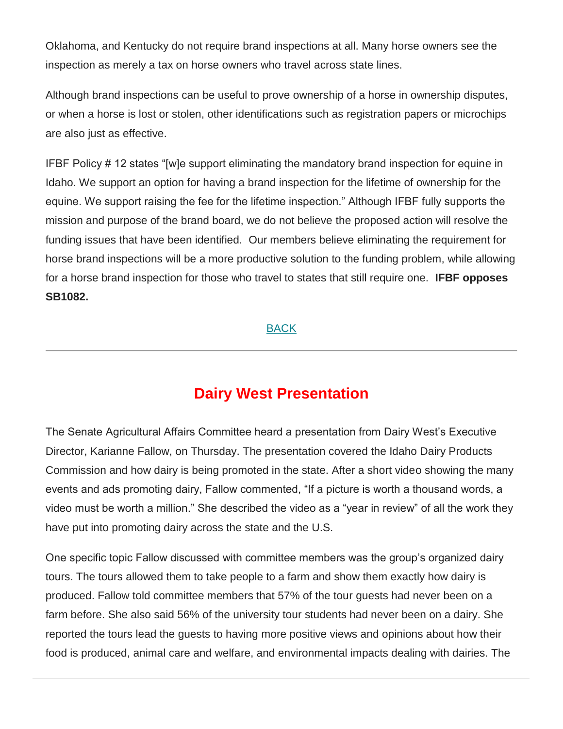Oklahoma, and Kentucky do not require brand inspections at all. Many horse owners see the inspection as merely a tax on horse owners who travel across state lines.

Although brand inspections can be useful to prove ownership of a horse in ownership disputes, or when a horse is lost or stolen, other identifications such as registration papers or microchips are also just as effective.

IFBF Policy # 12 states "[w]e support eliminating the mandatory brand inspection for equine in Idaho. We support an option for having a brand inspection for the lifetime of ownership for the equine. We support raising the fee for the lifetime inspection." Although IFBF fully supports the mission and purpose of the brand board, we do not believe the proposed action will resolve the funding issues that have been identified. Our members believe eliminating the requirement for horse brand inspections will be a more productive solution to the funding problem, while allowing for a horse brand inspection for those who travel to states that still require one. **IFBF opposes SB1082.**

BACK

---

## Dairy West Presentation

The Senate Agricultural Affairs Committee heard a presentation from Dairy West's Executive Director, Karianne Fallow, on Thursday. The presentation covered the Idaho Dairy Products Commission and how dairy is being promoted in the state. After a short video showing the many events and ads promoting dairy, Fallow commented, "If a picture is worth a thousand words, a video must be worth a million." She described the video as a "year in review" of all the work they have put into promoting dairy across the state and the U.S.

One specific topic Fallow discussed with committee members was the group's organized dairy tours. The tours allowed them to take people to a farm and show them exactly how dairy is produced. Fallow told committee members that 57% of the tour guests had never been on a farm before. She also said 56% of the university tour students had never been on a dairy. She reported the tours lead the guests to having more positive views and opinions about how their food is produced, animal care and welfare, and environmental impacts dealing with dairies. The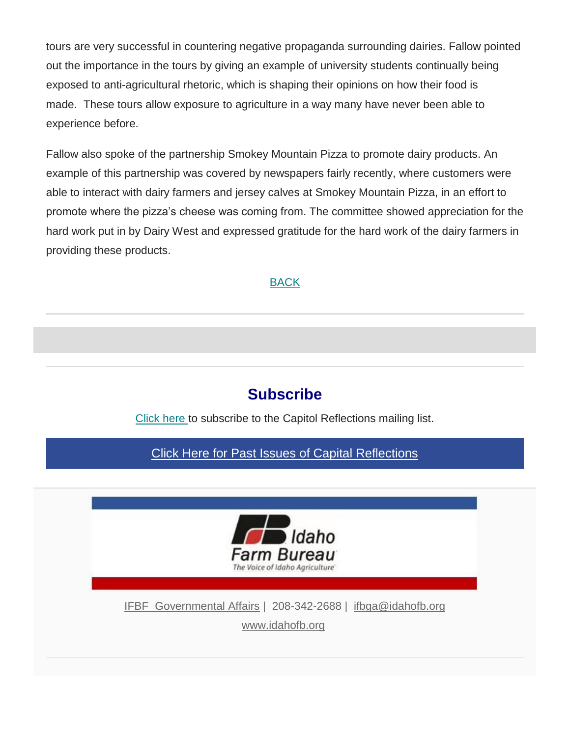tours are very successful in countering negative propaganda surrounding dairies. Fallow pointed out the importance in the tours by giving an example of university students continually being exposed to anti-agricultural rhetoric, which is shaping their opinions on how their food is made. These tours allow exposure to agriculture in a way many have never been able to experience before.

Fallow also spoke of the partnership Smokey Mountain Pizza to promote dairy products. An example of this partnership was covered by newspapers fairly recently, where customers were able to interact with dairy farmers and jersey calves at Smokey Mountain Pizza, in an effort to promote where the pizza's cheese was coming from. The committee showed appreciation for the hard work put in by Dairy West and expressed gratitude for the hard work of the dairy farmers in providing these products.

BACK

---

## Subscribe

Click here to subscribe to the Capitol Reflections mailing list.

Click Here for Past Issues of Capital Reflections

Idaho Farm Bureau
*The Voice of Idaho Agriculture*

IFBF Governmental Affairs | 208-342-2688 | ifbga@idahofb.org
www.idahofb.org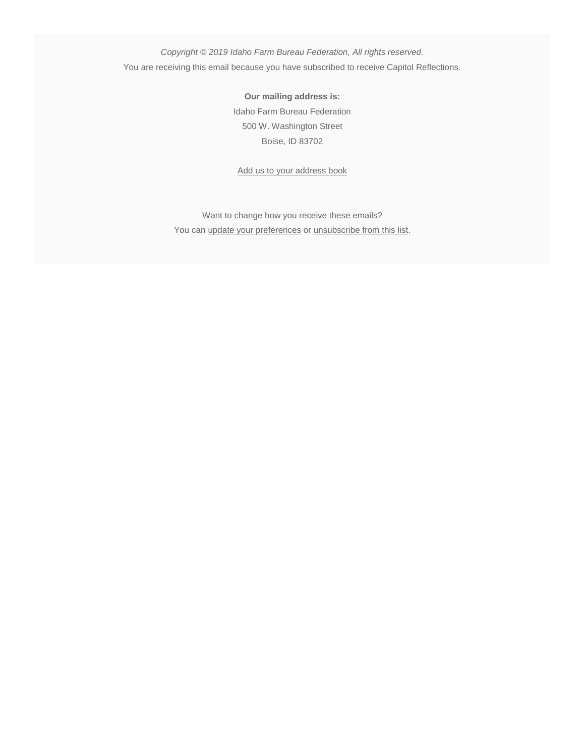*Copyright © 2019 Idaho Farm Bureau Federation, All rights reserved.*

You are receiving this email because you have subscribed to receive Capitol Reflections.

**Our mailing address is:**

Idaho Farm Bureau Federation

500 W. Washington Street

Boise, ID 83702

Add us to your address book

Want to change how you receive these emails?

You can update your preferences or unsubscribe from this list.